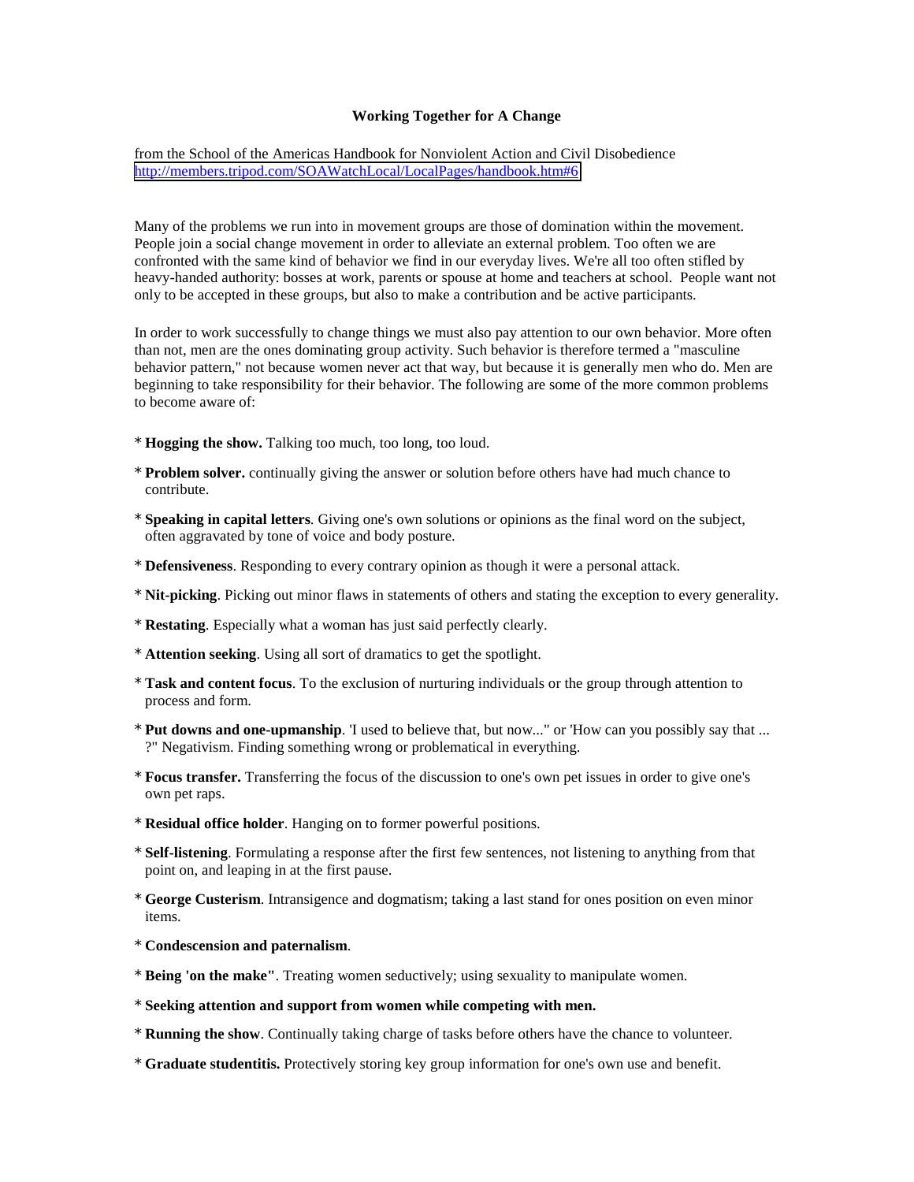# Working Together for A Change

from the School of the Americas Handbook for Nonviolent Action and Civil Disobedience
http://members.tripod.com/SOAWatchLocal/LocalPages/handbook.htm#6

Many of the problems we run into in movement groups are those of domination within the movement. People join a social change movement in order to alleviate an external problem. Too often we are confronted with the same kind of behavior we find in our everyday lives. We're all too often stifled by heavy-handed authority: bosses at work, parents or spouse at home and teachers at school. People want not only to be accepted in these groups, but also to make a contribution and be active participants.

In order to work successfully to change things we must also pay attention to our own behavior. More often than not, men are the ones dominating group activity. Such behavior is therefore termed a "masculine behavior pattern," not because women never act that way, but because it is generally men who do. Men are beginning to take responsibility for their behavior. The following are some of the more common problems to become aware of:

* **Hogging the show.** Talking too much, too long, too loud.
* **Problem solver.** continually giving the answer or solution before others have had much chance to contribute.
* **Speaking in capital letters**. Giving one's own solutions or opinions as the final word on the subject, often aggravated by tone of voice and body posture.
* **Defensiveness**. Responding to every contrary opinion as though it were a personal attack.
* **Nit-picking**. Picking out minor flaws in statements of others and stating the exception to every generality.
* **Restating**. Especially what a woman has just said perfectly clearly.
* **Attention seeking**. Using all sort of dramatics to get the spotlight.
* **Task and content focus**. To the exclusion of nurturing individuals or the group through attention to process and form.
* **Put downs and one-upmanship**. 'I used to believe that, but now..." or 'How can you possibly say that ... ?" Negativism. Finding something wrong or problematical in everything.
* **Focus transfer.** Transferring the focus of the discussion to one's own pet issues in order to give one's own pet raps.
* **Residual office holder**. Hanging on to former powerful positions.
* **Self-listening**. Formulating a response after the first few sentences, not listening to anything from that point on, and leaping in at the first pause.
* **George Custerism**. Intransigence and dogmatism; taking a last stand for ones position on even minor items.
* **Condescension and paternalism**.
* **Being 'on the make"**. Treating women seductively; using sexuality to manipulate women.
* **Seeking attention and support from women while competing with men.**
* **Running the show**. Continually taking charge of tasks before others have the chance to volunteer.
* **Graduate studentitis.** Protectively storing key group information for one's own use and benefit.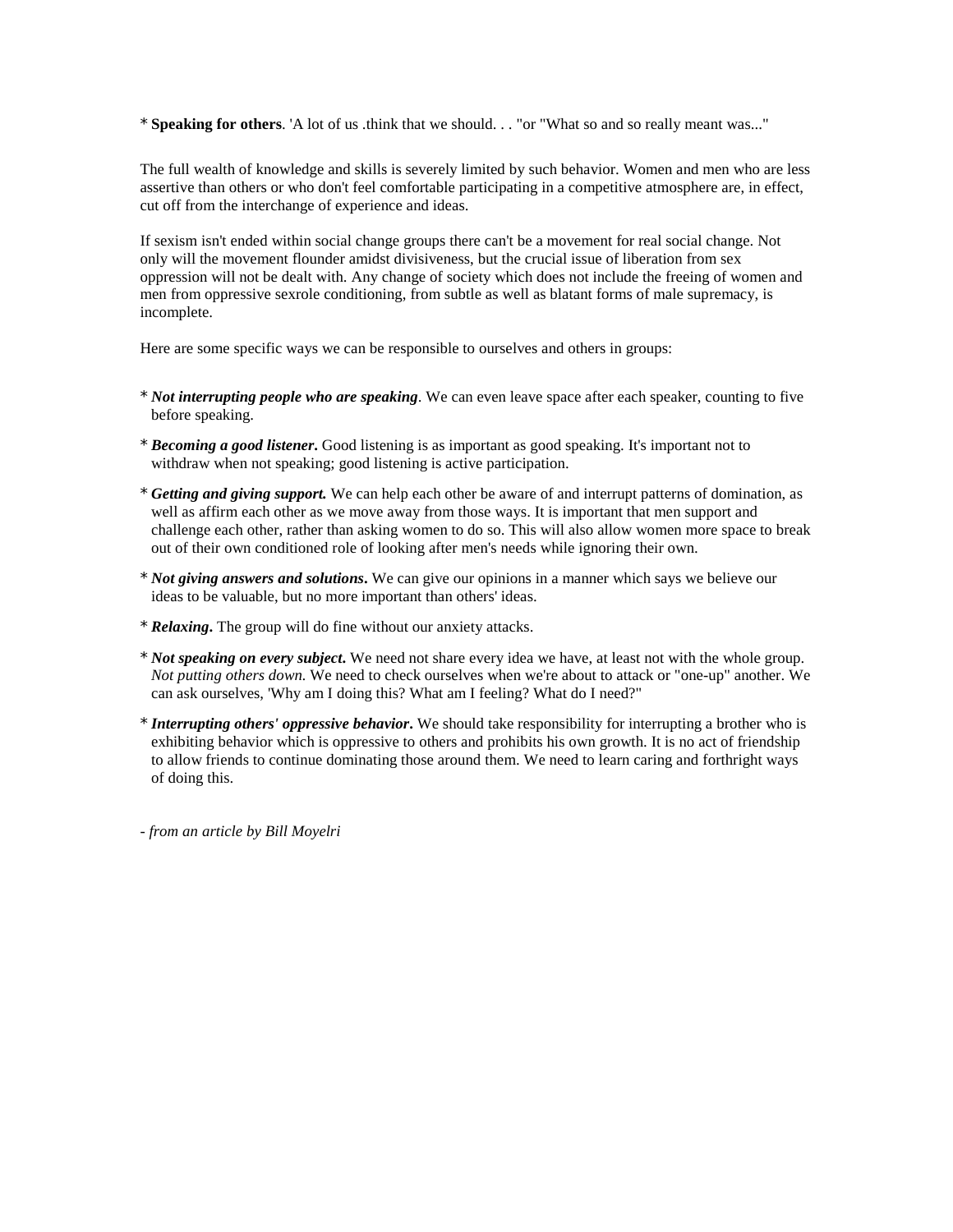* **Speaking for others**. 'A lot of us .think that we should. . . "or "What so and so really meant was..."

The full wealth of knowledge and skills is severely limited by such behavior. Women and men who are less assertive than others or who don't feel comfortable participating in a competitive atmosphere are, in effect, cut off from the interchange of experience and ideas.

If sexism isn't ended within social change groups there can't be a movement for real social change. Not only will the movement flounder amidst divisiveness, but the crucial issue of liberation from sex oppression will not be dealt with. Any change of society which does not include the freeing of women and men from oppressive sexrole conditioning, from subtle as well as blatant forms of male supremacy, is incomplete.

Here are some specific ways we can be responsible to ourselves and others in groups:

* ***Not interrupting people who are speaking***. We can even leave space after each speaker, counting to five before speaking.
* ***Becoming a good listener***. Good listening is as important as good speaking. It's important not to withdraw when not speaking; good listening is active participation.
* ***Getting and giving support.*** We can help each other be aware of and interrupt patterns of domination, as well as affirm each other as we move away from those ways. It is important that men support and challenge each other, rather than asking women to do so. This will also allow women more space to break out of their own conditioned role of looking after men's needs while ignoring their own.
* ***Not giving answers and solutions***. We can give our opinions in a manner which says we believe our ideas to be valuable, but no more important than others' ideas.
* ***Relaxing***. The group will do fine without our anxiety attacks.
* ***Not speaking on every subject***. We need not share every idea we have, at least not with the whole group. *Not putting others down.* We need to check ourselves when we're about to attack or "one-up" another. We can ask ourselves, 'Why am I doing this? What am I feeling? What do I need?"
* ***Interrupting others' oppressive behavior***. We should take responsibility for interrupting a brother who is exhibiting behavior which is oppressive to others and prohibits his own growth. It is no act of friendship to allow friends to continue dominating those around them. We need to learn caring and forthright ways of doing this.

*- from an article by Bill Moyelri*